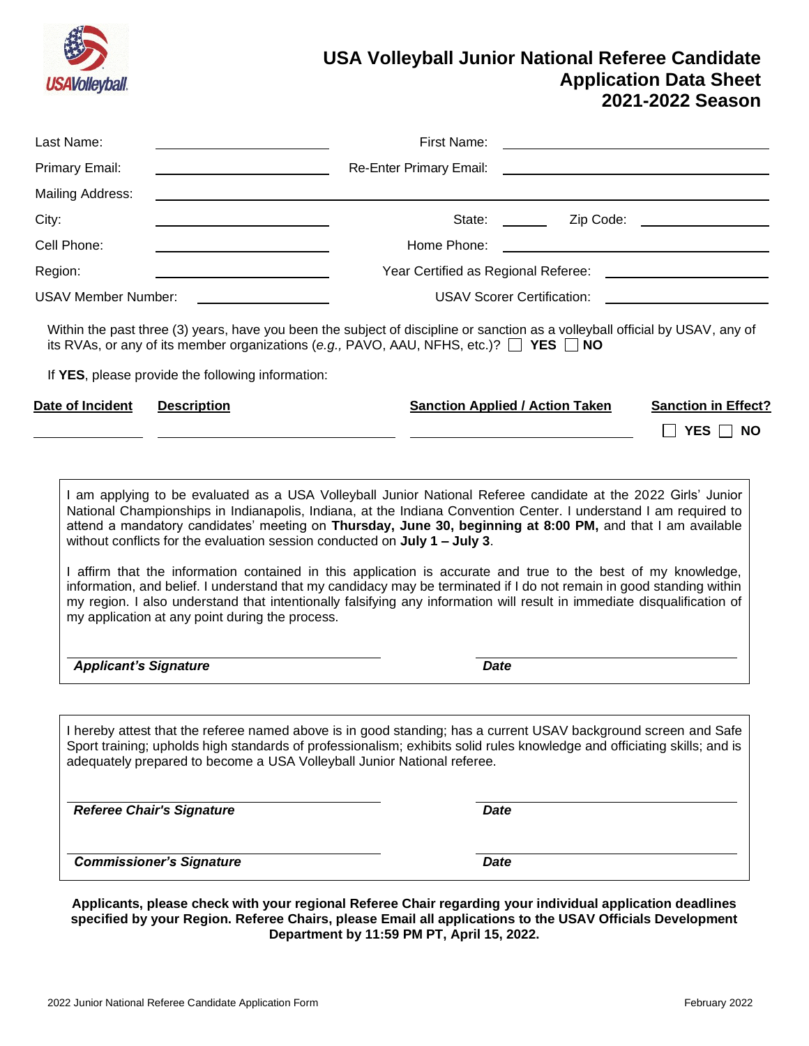# USA Volleyball Junior National Referee Candidate Application Data Sheet 2021-2022 Season

Last Name: ____________________ First Name: ____________________

Primary Email: ____________________ Re-Enter Primary Email: ____________________

Mailing Address: ________________________________________

City: ____________________ State: ______ Zip Code: ____________

Cell Phone: ____________________ Home Phone: ____________________

Region: ____________________ Year Certified as Regional Referee: ____________________

USAV Member Number: ____________________ USAV Scorer Certification: ____________________

Within the past three (3) years, have you been the subject of discipline or sanction as a volleyball official by USAV, any of its RVAs, or any of its member organizations (*e.g.,* PAVO, AAU, NFHS, etc.)? ☐ **YES** ☐ **NO**

If **YES**, please provide the following information:

| Date of Incident | Description | Sanction Applied / Action Taken | Sanction in Effect? |
|---|---|---|---|
| | | | ☐ **YES** ☐ **NO** |

I am applying to be evaluated as a USA Volleyball Junior National Referee candidate at the 2022 Girls' Junior National Championships in Indianapolis, Indiana, at the Indiana Convention Center. I understand I am required to attend a mandatory candidates' meeting on **Thursday, June 30, beginning at 8:00 PM,** and that I am available without conflicts for the evaluation session conducted on **July 1 – July 3**.

I affirm that the information contained in this application is accurate and true to the best of my knowledge, information, and belief. I understand that my candidacy may be terminated if I do not remain in good standing within my region. I also understand that intentionally falsifying any information will result in immediate disqualification of my application at any point during the process.

____________________ ____________________

***Applicant's Signature*** ***Date***

I hereby attest that the referee named above is in good standing; has a current USAV background screen and Safe Sport training; upholds high standards of professionalism; exhibits solid rules knowledge and officiating skills; and is adequately prepared to become a USA Volleyball Junior National referee.

____________________ ____________________

***Referee Chair's Signature*** ***Date***

____________________ ____________________

***Commissioner's Signature*** ***Date***

**Applicants, please check with your regional Referee Chair regarding your individual application deadlines specified by your Region. Referee Chairs, please Email all applications to the USAV Officials Development Department by 11:59 PM PT, April 15, 2022.**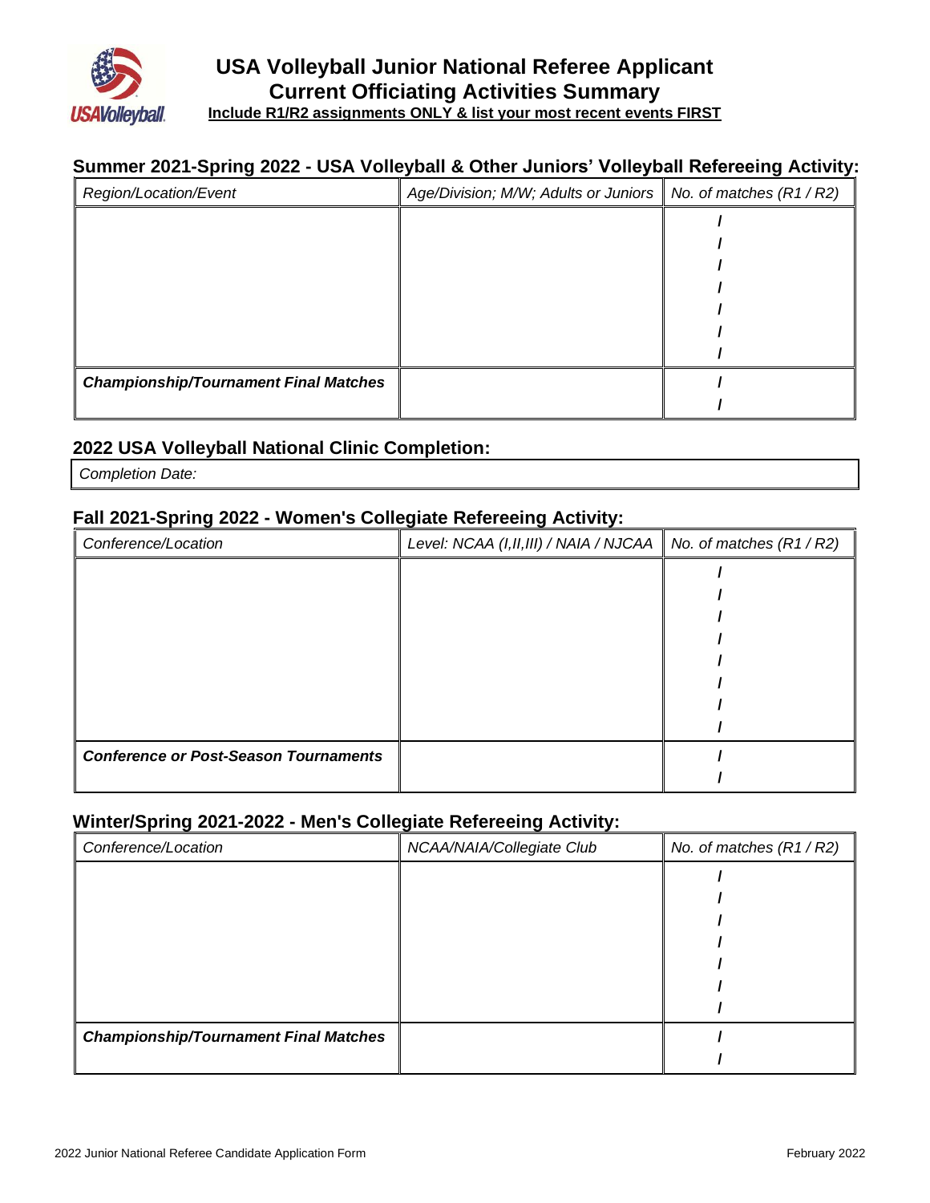# USA Volleyball Junior National Referee Applicant
# Current Officiating Activities Summary

**Include R1/R2 assignments ONLY & list your most recent events FIRST**

## Summer 2021-Spring 2022 - USA Volleyball & Other Juniors' Volleyball Refereeing Activity:

| *Region/Location/Event* | *Age/Division; M/W; Adults or Juniors* | *No. of matches (R1 / R2)* |
|---|---|---|
| | | / |
| | | / |
| | | / |
| | | / |
| | | / |
| | | / |
| | | / |
| ***Championship/Tournament Final Matches*** | | / |
| | | / |

## 2022 USA Volleyball National Clinic Completion:

*Completion Date:*

## Fall 2021-Spring 2022 - Women's Collegiate Refereeing Activity:

| *Conference/Location* | *Level: NCAA (I,II,III) / NAIA / NJCAA* | *No. of matches (R1 / R2)* |
|---|---|---|
| | | / |
| | | / |
| | | / |
| | | / |
| | | / |
| | | / |
| | | / |
| | | / |
| ***Conference or Post-Season Tournaments*** | | / |
| | | / |

## Winter/Spring 2021-2022 - Men's Collegiate Refereeing Activity:

| *Conference/Location* | *NCAA/NAIA/Collegiate Club* | *No. of matches (R1 / R2)* |
|---|---|---|
| | | / |
| | | / |
| | | / |
| | | / |
| | | / |
| | | / |
| | | / |
| ***Championship/Tournament Final Matches*** | | / |
| | | / |